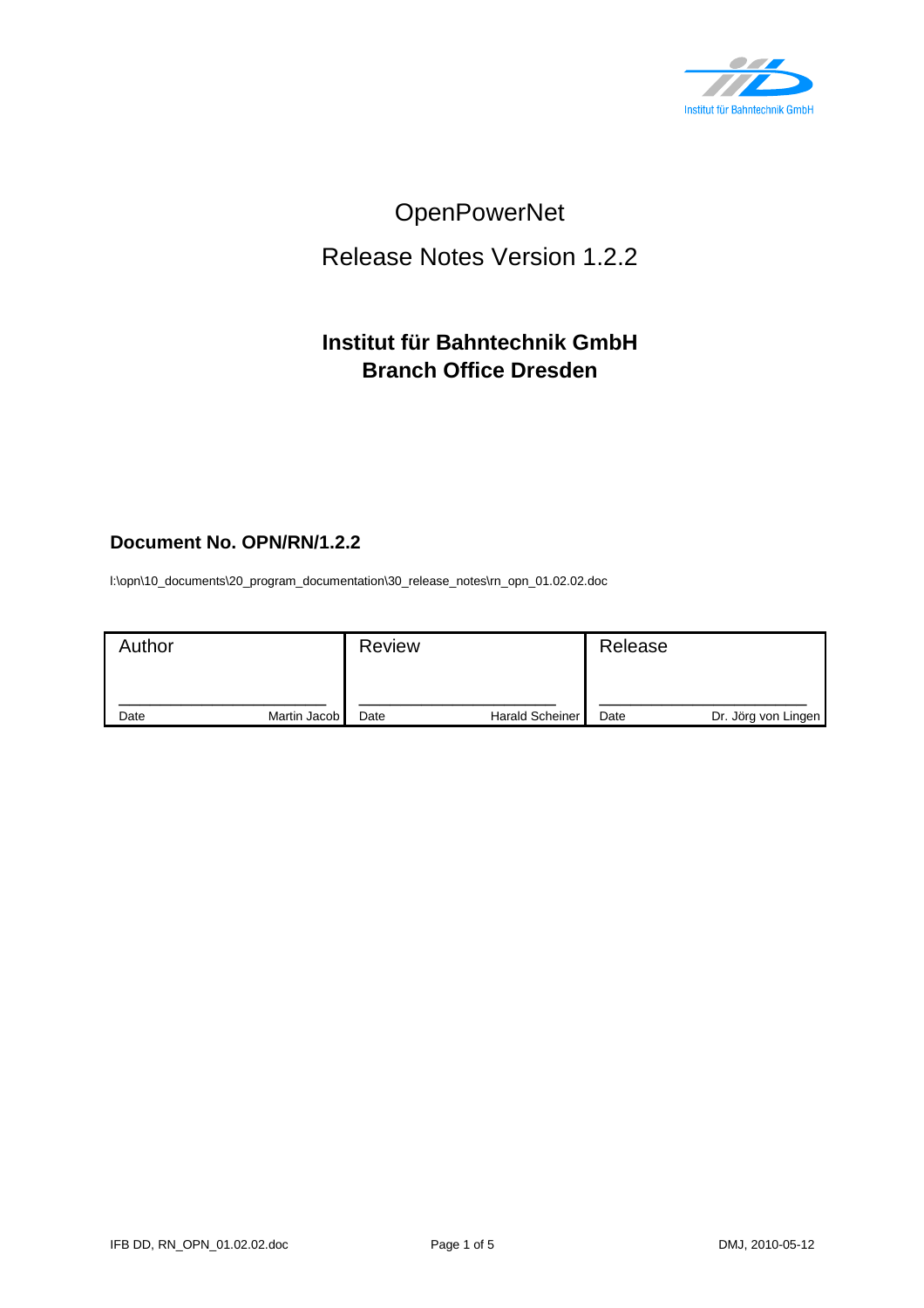# OpenPowerNet

## Release Notes Version 1.2.2

**Institut für Bahntechnik GmbH**
**Branch Office Dresden**

**Document No. OPN/RN/1.2.2**

I:\opn\10_documents\20_program_documentation\30_release_notes\rn_opn_01.02.02.doc

| Author | | Review | | Release | |
|---|---|---|---|---|---|
| Date | Martin Jacob | Date | Harald Scheiner | Date | Dr. Jörg von Lingen |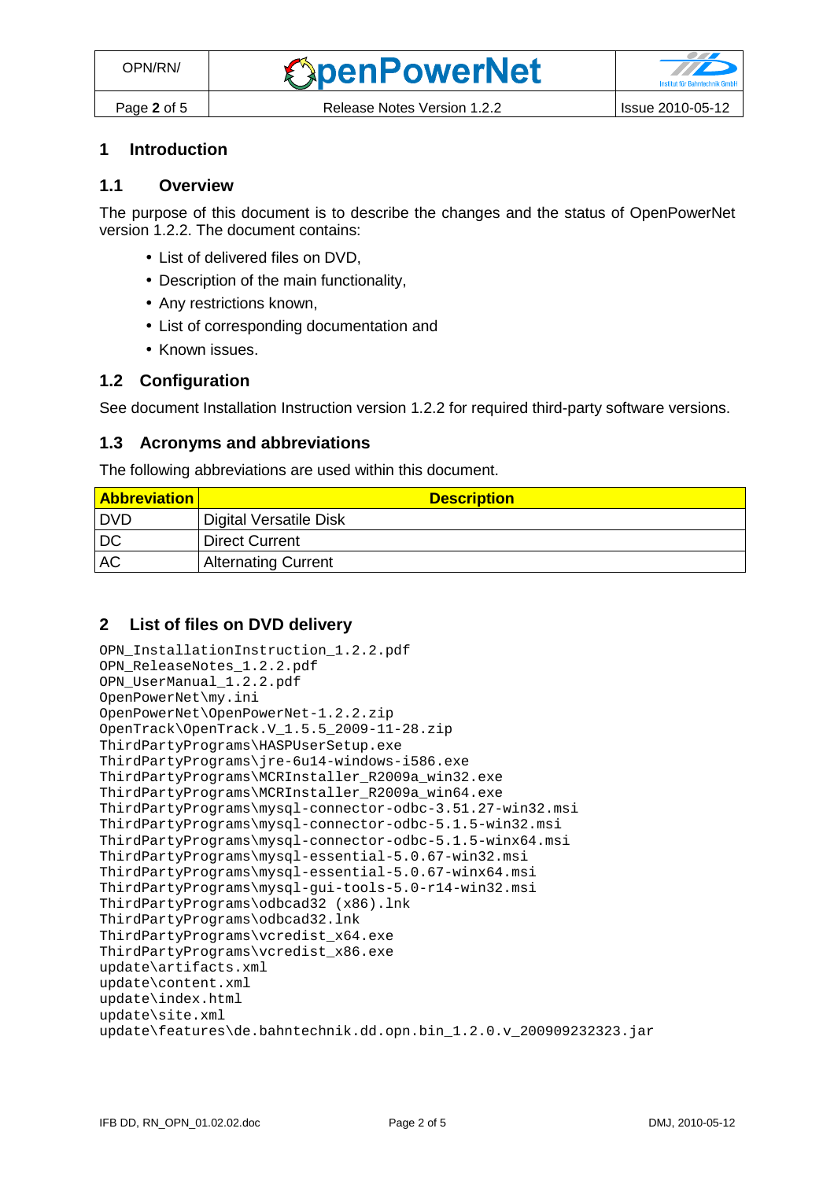# 1 Introduction

## 1.1 Overview

The purpose of this document is to describe the changes and the status of OpenPowerNet version 1.2.2. The document contains:

- List of delivered files on DVD,
- Description of the main functionality,
- Any restrictions known,
- List of corresponding documentation and
- Known issues.

## 1.2 Configuration

See document Installation Instruction version 1.2.2 for required third-party software versions.

## 1.3 Acronyms and abbreviations

The following abbreviations are used within this document.

| Abbreviation | Description |
|---|---|
| DVD | Digital Versatile Disk |
| DC | Direct Current |
| AC | Alternating Current |

# 2 List of files on DVD delivery

```
OPN_InstallationInstruction_1.2.2.pdf
OPN_ReleaseNotes_1.2.2.pdf
OPN_UserManual_1.2.2.pdf
OpenPowerNet\my.ini
OpenPowerNet\OpenPowerNet-1.2.2.zip
OpenTrack\OpenTrack.V_1.5.5_2009-11-28.zip
ThirdPartyPrograms\HASPUserSetup.exe
ThirdPartyPrograms\jre-6u14-windows-i586.exe
ThirdPartyPrograms\MCRInstaller_R2009a_win32.exe
ThirdPartyPrograms\MCRInstaller_R2009a_win64.exe
ThirdPartyPrograms\mysql-connector-odbc-3.51.27-win32.msi
ThirdPartyPrograms\mysql-connector-odbc-5.1.5-win32.msi
ThirdPartyPrograms\mysql-connector-odbc-5.1.5-winx64.msi
ThirdPartyPrograms\mysql-essential-5.0.67-win32.msi
ThirdPartyPrograms\mysql-essential-5.0.67-winx64.msi
ThirdPartyPrograms\mysql-gui-tools-5.0-r14-win32.msi
ThirdPartyPrograms\odbcad32 (x86).lnk
ThirdPartyPrograms\odbcad32.lnk
ThirdPartyPrograms\vcredist_x64.exe
ThirdPartyPrograms\vcredist_x86.exe
update\artifacts.xml
update\content.xml
update\index.html
update\site.xml
update\features\de.bahntechnik.dd.opn.bin_1.2.0.v_200909232323.jar
```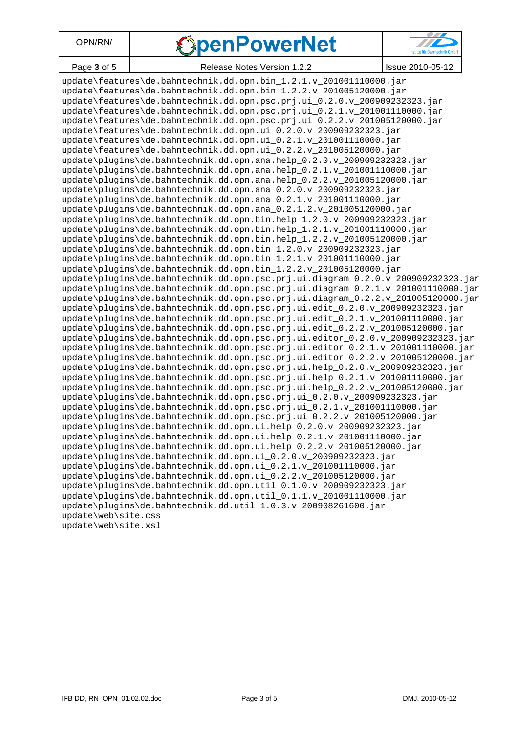```
update\features\de.bahntechnik.dd.opn.bin_1.2.1.v_201001110000.jar
update\features\de.bahntechnik.dd.opn.bin_1.2.2.v_201005120000.jar
update\features\de.bahntechnik.dd.opn.psc.prj.ui_0.2.0.v_200909232323.jar
update\features\de.bahntechnik.dd.opn.psc.prj.ui_0.2.1.v_201001110000.jar
update\features\de.bahntechnik.dd.opn.psc.prj.ui_0.2.2.v_201005120000.jar
update\features\de.bahntechnik.dd.opn.ui_0.2.0.v_200909232323.jar
update\features\de.bahntechnik.dd.opn.ui_0.2.1.v_201001110000.jar
update\features\de.bahntechnik.dd.opn.ui_0.2.2.v_201005120000.jar
update\plugins\de.bahntechnik.dd.opn.ana.help_0.2.0.v_200909232323.jar
update\plugins\de.bahntechnik.dd.opn.ana.help_0.2.1.v_201001110000.jar
update\plugins\de.bahntechnik.dd.opn.ana.help_0.2.2.v_201005120000.jar
update\plugins\de.bahntechnik.dd.opn.ana_0.2.0.v_200909232323.jar
update\plugins\de.bahntechnik.dd.opn.ana_0.2.1.v_201001110000.jar
update\plugins\de.bahntechnik.dd.opn.ana_0.2.1.2.v_201005120000.jar
update\plugins\de.bahntechnik.dd.opn.bin.help_1.2.0.v_200909232323.jar
update\plugins\de.bahntechnik.dd.opn.bin.help_1.2.1.v_201001110000.jar
update\plugins\de.bahntechnik.dd.opn.bin.help_1.2.2.v_201005120000.jar
update\plugins\de.bahntechnik.dd.opn.bin_1.2.0.v_200909232323.jar
update\plugins\de.bahntechnik.dd.opn.bin_1.2.1.v_201001110000.jar
update\plugins\de.bahntechnik.dd.opn.bin_1.2.2.v_201005120000.jar
update\plugins\de.bahntechnik.dd.opn.psc.prj.ui.diagram_0.2.0.v_200909232323.jar
update\plugins\de.bahntechnik.dd.opn.psc.prj.ui.diagram_0.2.1.v_201001110000.jar
update\plugins\de.bahntechnik.dd.opn.psc.prj.ui.diagram_0.2.2.v_201005120000.jar
update\plugins\de.bahntechnik.dd.opn.psc.prj.ui.edit_0.2.0.v_200909232323.jar
update\plugins\de.bahntechnik.dd.opn.psc.prj.ui.edit_0.2.1.v_201001110000.jar
update\plugins\de.bahntechnik.dd.opn.psc.prj.ui.edit_0.2.2.v_201005120000.jar
update\plugins\de.bahntechnik.dd.opn.psc.prj.ui.editor_0.2.0.v_200909232323.jar
update\plugins\de.bahntechnik.dd.opn.psc.prj.ui.editor_0.2.1.v_201001110000.jar
update\plugins\de.bahntechnik.dd.opn.psc.prj.ui.editor_0.2.2.v_201005120000.jar
update\plugins\de.bahntechnik.dd.opn.psc.prj.ui.help_0.2.0.v_200909232323.jar
update\plugins\de.bahntechnik.dd.opn.psc.prj.ui.help_0.2.1.v_201001110000.jar
update\plugins\de.bahntechnik.dd.opn.psc.prj.ui.help_0.2.2.v_201005120000.jar
update\plugins\de.bahntechnik.dd.opn.psc.prj.ui_0.2.0.v_200909232323.jar
update\plugins\de.bahntechnik.dd.opn.psc.prj.ui_0.2.1.v_201001110000.jar
update\plugins\de.bahntechnik.dd.opn.psc.prj.ui_0.2.2.v_201005120000.jar
update\plugins\de.bahntechnik.dd.opn.ui.help_0.2.0.v_200909232323.jar
update\plugins\de.bahntechnik.dd.opn.ui.help_0.2.1.v_201001110000.jar
update\plugins\de.bahntechnik.dd.opn.ui.help_0.2.2.v_201005120000.jar
update\plugins\de.bahntechnik.dd.opn.ui_0.2.0.v_200909232323.jar
update\plugins\de.bahntechnik.dd.opn.ui_0.2.1.v_201001110000.jar
update\plugins\de.bahntechnik.dd.opn.ui_0.2.2.v_201005120000.jar
update\plugins\de.bahntechnik.dd.opn.util_0.1.0.v_200909232323.jar
update\plugins\de.bahntechnik.dd.opn.util_0.1.1.v_201001110000.jar
update\plugins\de.bahntechnik.dd.util_1.0.3.v_200908261600.jar
update\web\site.css
update\web\site.xsl
```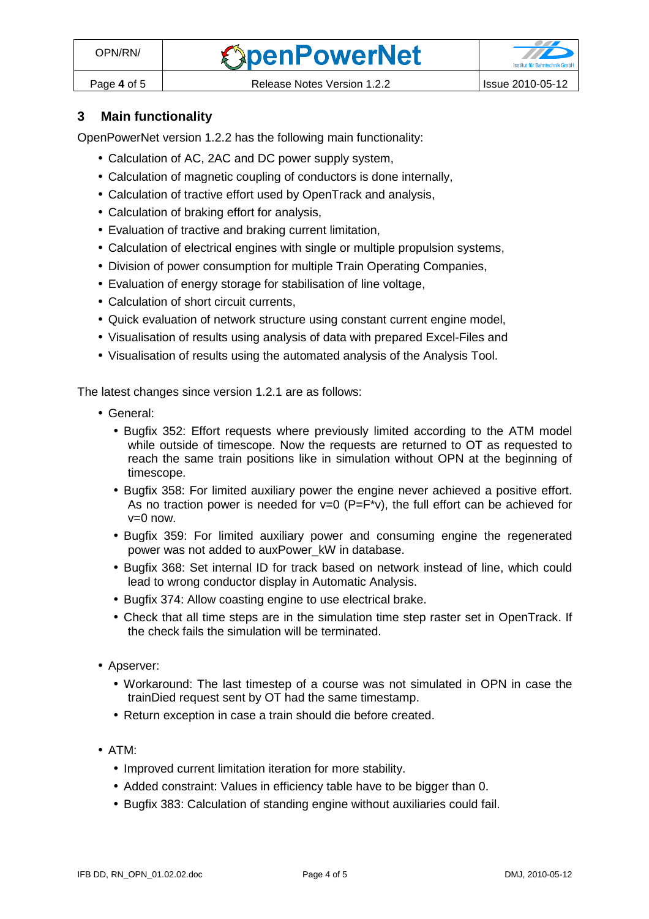## 3 Main functionality

OpenPowerNet version 1.2.2 has the following main functionality:

- Calculation of AC, 2AC and DC power supply system,
- Calculation of magnetic coupling of conductors is done internally,
- Calculation of tractive effort used by OpenTrack and analysis,
- Calculation of braking effort for analysis,
- Evaluation of tractive and braking current limitation,
- Calculation of electrical engines with single or multiple propulsion systems,
- Division of power consumption for multiple Train Operating Companies,
- Evaluation of energy storage for stabilisation of line voltage,
- Calculation of short circuit currents,
- Quick evaluation of network structure using constant current engine model,
- Visualisation of results using analysis of data with prepared Excel-Files and
- Visualisation of results using the automated analysis of the Analysis Tool.

The latest changes since version 1.2.1 are as follows:

- General:
  - Bugfix 352: Effort requests where previously limited according to the ATM model while outside of timescope. Now the requests are returned to OT as requested to reach the same train positions like in simulation without OPN at the beginning of timescope.
  - Bugfix 358: For limited auxiliary power the engine never achieved a positive effort. As no traction power is needed for $v=0$ ($P=F*v$), the full effort can be achieved for $v=0$ now.
  - Bugfix 359: For limited auxiliary power and consuming engine the regenerated power was not added to auxPower_kW in database.
  - Bugfix 368: Set internal ID for track based on network instead of line, which could lead to wrong conductor display in Automatic Analysis.
  - Bugfix 374: Allow coasting engine to use electrical brake.
  - Check that all time steps are in the simulation time step raster set in OpenTrack. If the check fails the simulation will be terminated.
- Apserver:
  - Workaround: The last timestep of a course was not simulated in OPN in case the trainDied request sent by OT had the same timestamp.
  - Return exception in case a train should die before created.
- ATM:
  - Improved current limitation iteration for more stability.
  - Added constraint: Values in efficiency table have to be bigger than 0.
  - Bugfix 383: Calculation of standing engine without auxiliaries could fail.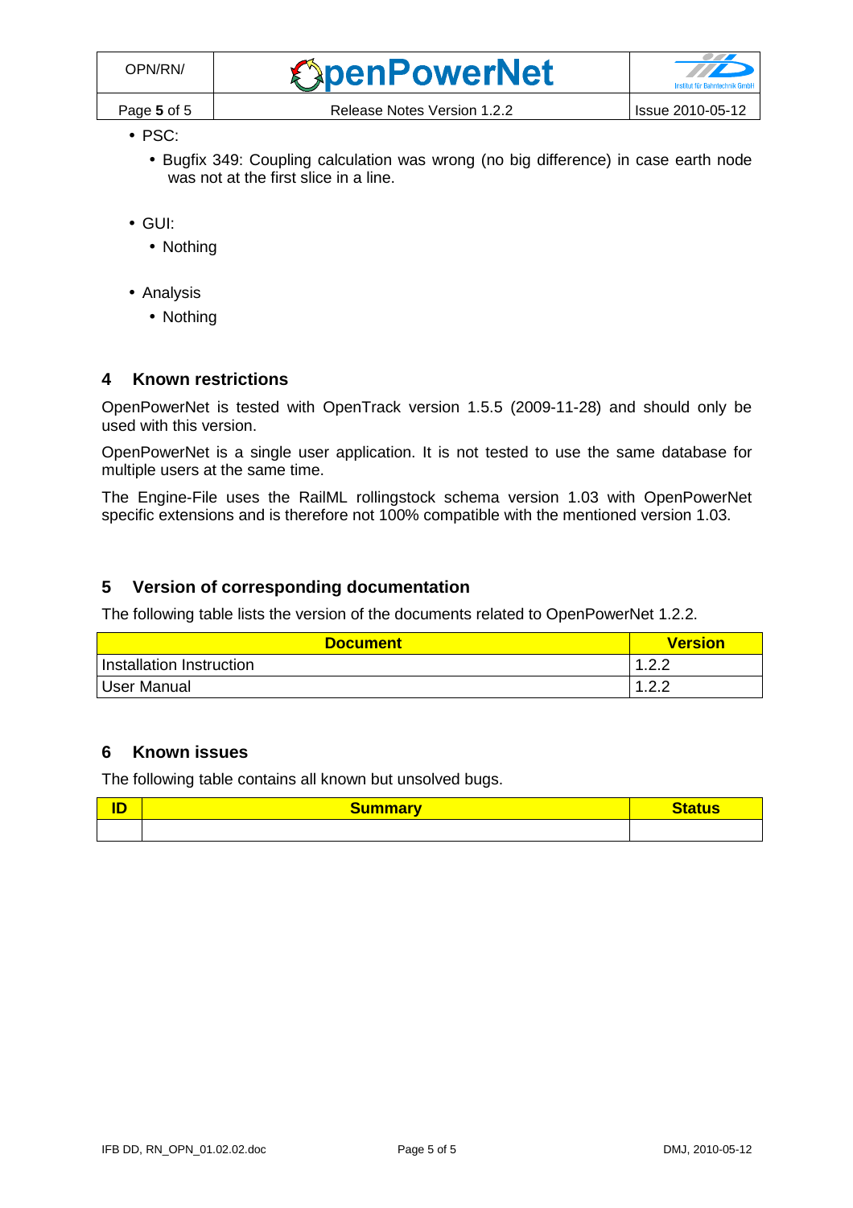- PSC:
  - Bugfix 349: Coupling calculation was wrong (no big difference) in case earth node was not at the first slice in a line.

- GUI:
  - Nothing

- Analysis
  - Nothing

## 4 Known restrictions

OpenPowerNet is tested with OpenTrack version 1.5.5 (2009-11-28) and should only be used with this version.

OpenPowerNet is a single user application. It is not tested to use the same database for multiple users at the same time.

The Engine-File uses the RailML rollingstock schema version 1.03 with OpenPowerNet specific extensions and is therefore not 100% compatible with the mentioned version 1.03.

## 5 Version of corresponding documentation

The following table lists the version of the documents related to OpenPowerNet 1.2.2.

| Document | Version |
|---|---|
| Installation Instruction | 1.2.2 |
| User Manual | 1.2.2 |

## 6 Known issues

The following table contains all known but unsolved bugs.

| ID | Summary | Status |
|---|---|---|
| | | |